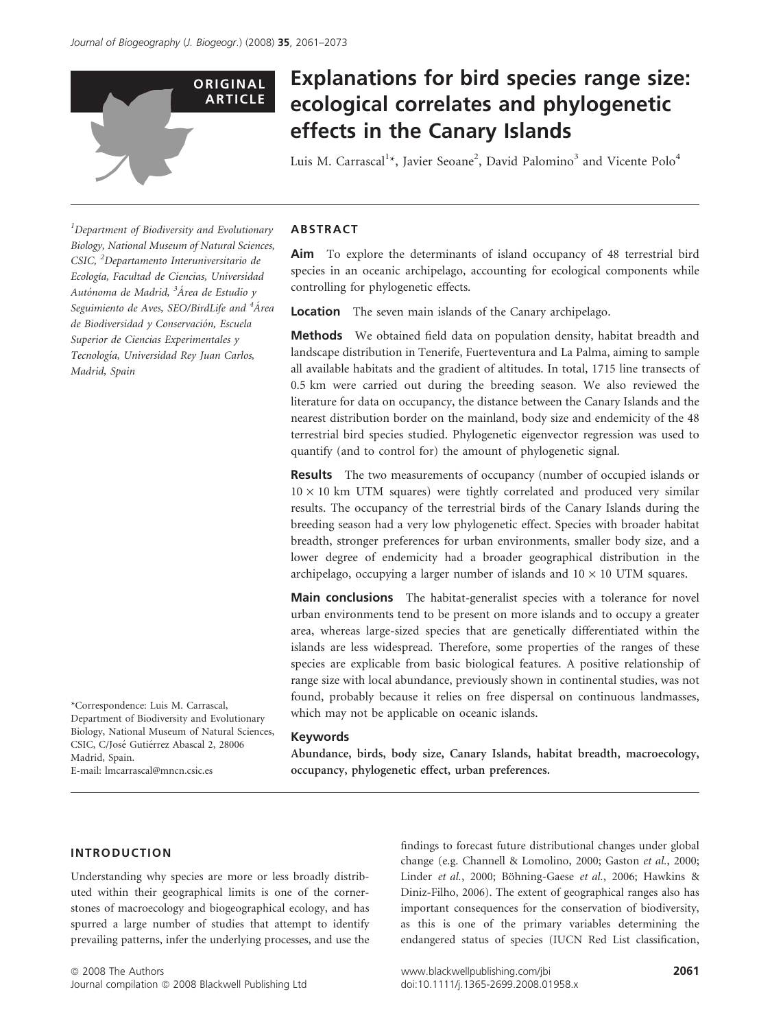ORIGINAL ARTICLE

# Explanations for bird species range size: ecological correlates and phylogenetic effects in the Canary Islands

Luis M. Carrascal[1]*, Javier Seoane[2], David Palomino[3] and Vicente Polo[4]

[1]Department of Biodiversity and Evolutionary Biology, National Museum of Natural Sciences, CSIC, [2]Departamento Interuniversitario de Ecología, Facultad de Ciencias, Universidad Autónoma de Madrid, [3]Área de Estudio y Seguimiento de Aves, SEO/BirdLife and [4]Área de Biodiversidad y Conservación, Escuela Superior de Ciencias Experimentales y Tecnología, Universidad Rey Juan Carlos, Madrid, Spain

*Correspondence: Luis M. Carrascal, Department of Biodiversity and Evolutionary Biology, National Museum of Natural Sciences, CSIC, C/José Gutiérrez Abascal 2, 28006 Madrid, Spain.
E-mail: lmcarrascal@mncn.csic.es

## ABSTRACT

**Aim** To explore the determinants of island occupancy of 48 terrestrial bird species in an oceanic archipelago, accounting for ecological components while controlling for phylogenetic effects.

**Location** The seven main islands of the Canary archipelago.

**Methods** We obtained field data on population density, habitat breadth and landscape distribution in Tenerife, Fuerteventura and La Palma, aiming to sample all available habitats and the gradient of altitudes. In total, 1715 line transects of 0.5 km were carried out during the breeding season. We also reviewed the literature for data on occupancy, the distance between the Canary Islands and the nearest distribution border on the mainland, body size and endemicity of the 48 terrestrial bird species studied. Phylogenetic eigenvector regression was used to quantify (and to control for) the amount of phylogenetic signal.

**Results** The two measurements of occupancy (number of occupied islands or $10 \times 10$ km UTM squares) were tightly correlated and produced very similar results. The occupancy of the terrestrial birds of the Canary Islands during the breeding season had a very low phylogenetic effect. Species with broader habitat breadth, stronger preferences for urban environments, smaller body size, and a lower degree of endemicity had a broader geographical distribution in the archipelago, occupying a larger number of islands and $10 \times 10$ UTM squares.

**Main conclusions** The habitat-generalist species with a tolerance for novel urban environments tend to be present on more islands and to occupy a greater area, whereas large-sized species that are genetically differentiated within the islands are less widespread. Therefore, some properties of the ranges of these species are explicable from basic biological features. A positive relationship of range size with local abundance, previously shown in continental studies, was not found, probably because it relies on free dispersal on continuous landmasses, which may not be applicable on oceanic islands.

### Keywords

**Abundance, birds, body size, Canary Islands, habitat breadth, macroecology, occupancy, phylogenetic effect, urban preferences.**

## INTRODUCTION

Understanding why species are more or less broadly distributed within their geographical limits is one of the cornerstones of macroecology and biogeographical ecology, and has spurred a large number of studies that attempt to identify prevailing patterns, infer the underlying processes, and use the findings to forecast future distributional changes under global change (e.g. Channell & Lomolino, 2000; Gaston *et al.*, 2000; Linder *et al.*, 2000; Böhning-Gaese *et al.*, 2006; Hawkins & Diniz-Filho, 2006). The extent of geographical ranges also has important consequences for the conservation of biodiversity, as this is one of the primary variables determining the endangered status of species (IUCN Red List classification,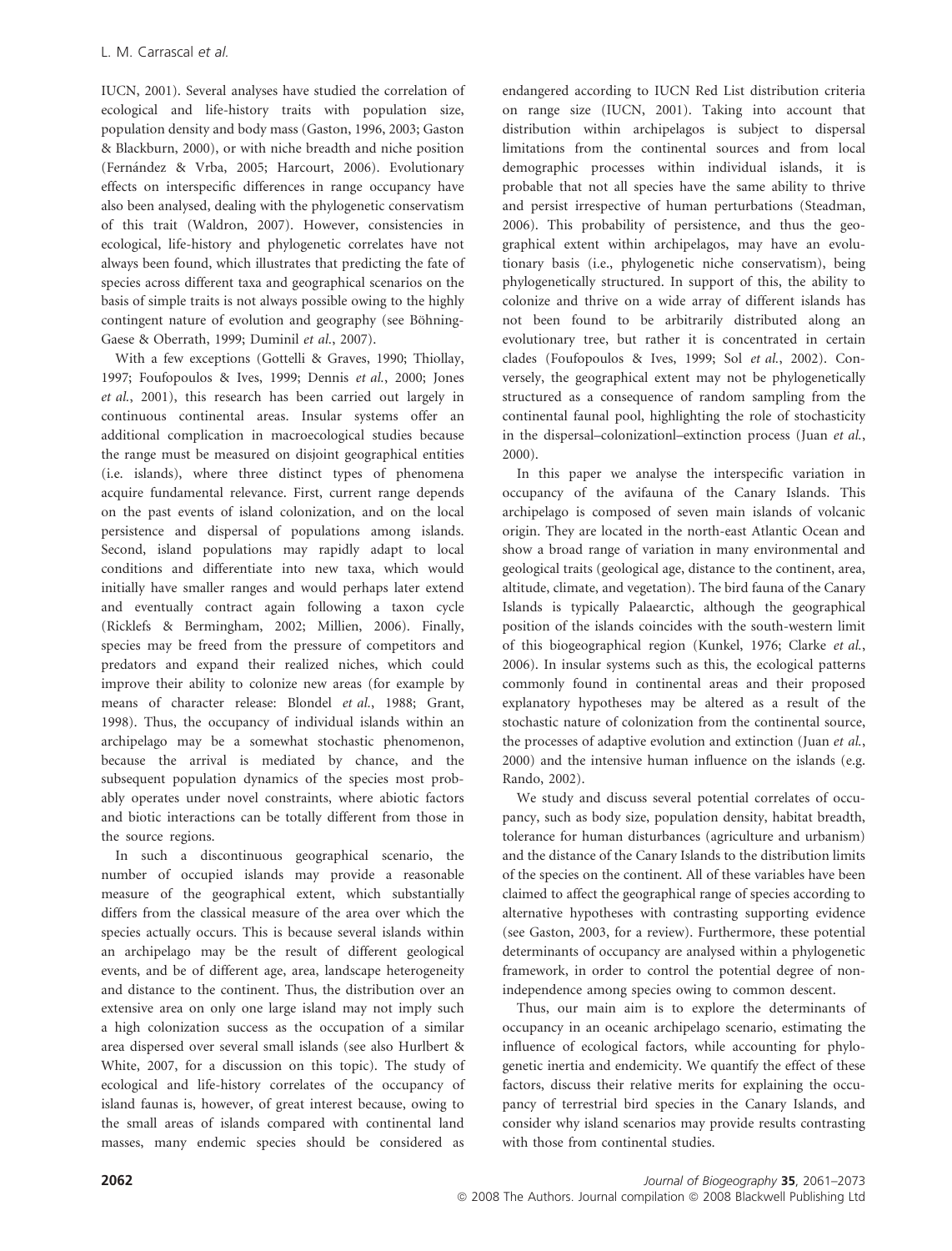IUCN, 2001). Several analyses have studied the correlation of ecological and life-history traits with population size, population density and body mass (Gaston, 1996, 2003; Gaston & Blackburn, 2000), or with niche breadth and niche position (Fernández & Vrba, 2005; Harcourt, 2006). Evolutionary effects on interspecific differences in range occupancy have also been analysed, dealing with the phylogenetic conservatism of this trait (Waldron, 2007). However, consistencies in ecological, life-history and phylogenetic correlates have not always been found, which illustrates that predicting the fate of species across different taxa and geographical scenarios on the basis of simple traits is not always possible owing to the highly contingent nature of evolution and geography (see Böhning-Gaese & Oberrath, 1999; Duminil *et al.*, 2007).

With a few exceptions (Gottelli & Graves, 1990; Thiollay, 1997; Foufopoulos & Ives, 1999; Dennis *et al.*, 2000; Jones *et al.*, 2001), this research has been carried out largely in continuous continental areas. Insular systems offer an additional complication in macroecological studies because the range must be measured on disjoint geographical entities (i.e. islands), where three distinct types of phenomena acquire fundamental relevance. First, current range depends on the past events of island colonization, and on the local persistence and dispersal of populations among islands. Second, island populations may rapidly adapt to local conditions and differentiate into new taxa, which would initially have smaller ranges and would perhaps later extend and eventually contract again following a taxon cycle (Ricklefs & Bermingham, 2002; Millien, 2006). Finally, species may be freed from the pressure of competitors and predators and expand their realized niches, which could improve their ability to colonize new areas (for example by means of character release: Blondel *et al.*, 1988; Grant, 1998). Thus, the occupancy of individual islands within an archipelago may be a somewhat stochastic phenomenon, because the arrival is mediated by chance, and the subsequent population dynamics of the species most probably operates under novel constraints, where abiotic factors and biotic interactions can be totally different from those in the source regions.

In such a discontinuous geographical scenario, the number of occupied islands may provide a reasonable measure of the geographical extent, which substantially differs from the classical measure of the area over which the species actually occurs. This is because several islands within an archipelago may be the result of different geological events, and be of different age, area, landscape heterogeneity and distance to the continent. Thus, the distribution over an extensive area on only one large island may not imply such a high colonization success as the occupation of a similar area dispersed over several small islands (see also Hurlbert & White, 2007, for a discussion on this topic). The study of ecological and life-history correlates of the occupancy of island faunas is, however, of great interest because, owing to the small areas of islands compared with continental land masses, many endemic species should be considered as endangered according to IUCN Red List distribution criteria on range size (IUCN, 2001). Taking into account that distribution within archipelagos is subject to dispersal limitations from the continental sources and from local demographic processes within individual islands, it is probable that not all species have the same ability to thrive and persist irrespective of human perturbations (Steadman, 2006). This probability of persistence, and thus the geographical extent within archipelagos, may have an evolutionary basis (i.e., phylogenetic niche conservatism), being phylogenetically structured. In support of this, the ability to colonize and thrive on a wide array of different islands has not been found to be arbitrarily distributed along an evolutionary tree, but rather it is concentrated in certain clades (Foufopoulos & Ives, 1999; Sol *et al.*, 2002). Conversely, the geographical extent may not be phylogenetically structured as a consequence of random sampling from the continental faunal pool, highlighting the role of stochasticity in the dispersal–colonizationl–extinction process (Juan *et al.*, 2000).

In this paper we analyse the interspecific variation in occupancy of the avifauna of the Canary Islands. This archipelago is composed of seven main islands of volcanic origin. They are located in the north-east Atlantic Ocean and show a broad range of variation in many environmental and geological traits (geological age, distance to the continent, area, altitude, climate, and vegetation). The bird fauna of the Canary Islands is typically Palaearctic, although the geographical position of the islands coincides with the south-western limit of this biogeographical region (Kunkel, 1976; Clarke *et al.*, 2006). In insular systems such as this, the ecological patterns commonly found in continental areas and their proposed explanatory hypotheses may be altered as a result of the stochastic nature of colonization from the continental source, the processes of adaptive evolution and extinction (Juan *et al.*, 2000) and the intensive human influence on the islands (e.g. Rando, 2002).

We study and discuss several potential correlates of occupancy, such as body size, population density, habitat breadth, tolerance for human disturbances (agriculture and urbanism) and the distance of the Canary Islands to the distribution limits of the species on the continent. All of these variables have been claimed to affect the geographical range of species according to alternative hypotheses with contrasting supporting evidence (see Gaston, 2003, for a review). Furthermore, these potential determinants of occupancy are analysed within a phylogenetic framework, in order to control the potential degree of non-independence among species owing to common descent.

Thus, our main aim is to explore the determinants of occupancy in an oceanic archipelago scenario, estimating the influence of ecological factors, while accounting for phylogenetic inertia and endemicity. We quantify the effect of these factors, discuss their relative merits for explaining the occupancy of terrestrial bird species in the Canary Islands, and consider why island scenarios may provide results contrasting with those from continental studies.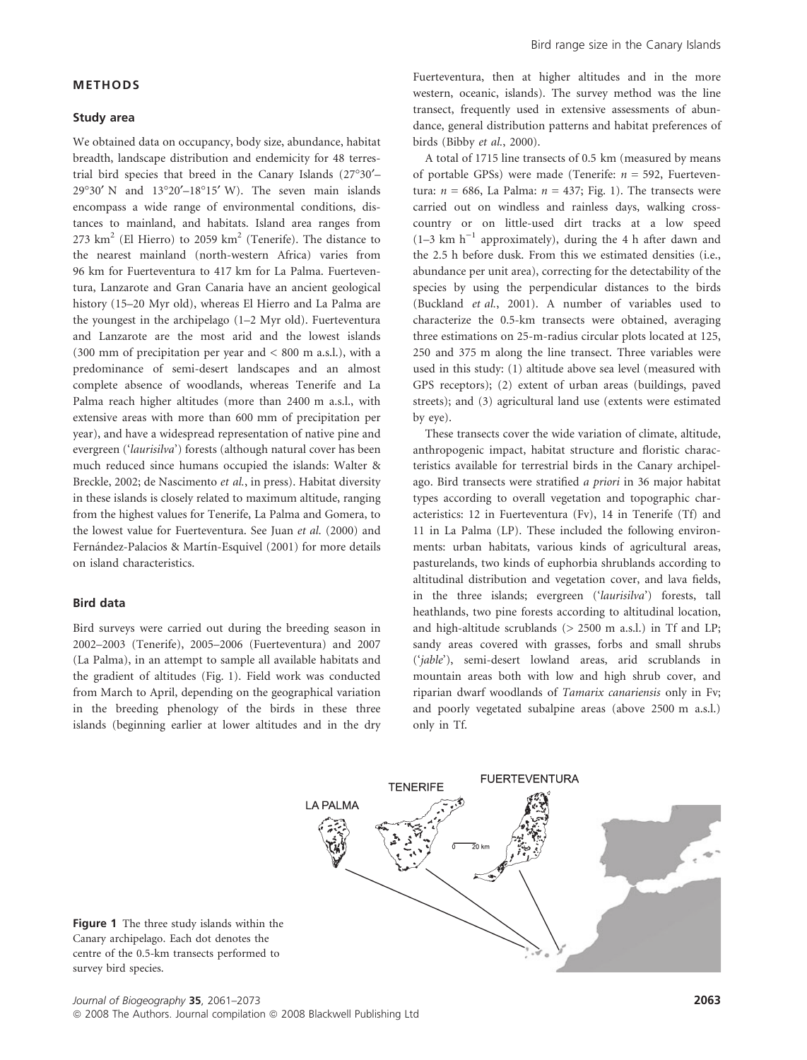## METHODS

### Study area

We obtained data on occupancy, body size, abundance, habitat breadth, landscape distribution and endemicity for 48 terrestrial bird species that breed in the Canary Islands (27°30′–29°30′ N and 13°20′–18°15′ W). The seven main islands encompass a wide range of environmental conditions, distances to mainland, and habitats. Island area ranges from 273 km$^2$ (El Hierro) to 2059 km$^2$ (Tenerife). The distance to the nearest mainland (north-western Africa) varies from 96 km for Fuerteventura to 417 km for La Palma. Fuerteventura, Lanzarote and Gran Canaria have an ancient geological history (15–20 Myr old), whereas El Hierro and La Palma are the youngest in the archipelago (1–2 Myr old). Fuerteventura and Lanzarote are the most arid and the lowest islands (300 mm of precipitation per year and < 800 m a.s.l.), with a predominance of semi-desert landscapes and an almost complete absence of woodlands, whereas Tenerife and La Palma reach higher altitudes (more than 2400 m a.s.l., with extensive areas with more than 600 mm of precipitation per year), and have a widespread representation of native pine and evergreen ('*laurisilva*') forests (although natural cover has been much reduced since humans occupied the islands: Walter & Breckle, 2002; de Nascimento *et al.*, in press). Habitat diversity in these islands is closely related to maximum altitude, ranging from the highest values for Tenerife, La Palma and Gomera, to the lowest value for Fuerteventura. See Juan *et al.* (2000) and Fernández-Palacios & Martín-Esquivel (2001) for more details on island characteristics.

### Bird data

Bird surveys were carried out during the breeding season in 2002–2003 (Tenerife), 2005–2006 (Fuerteventura) and 2007 (La Palma), in an attempt to sample all available habitats and the gradient of altitudes (Fig. 1). Field work was conducted from March to April, depending on the geographical variation in the breeding phenology of the birds in these three islands (beginning earlier at lower altitudes and in the dry Fuerteventura, then at higher altitudes and in the more western, oceanic, islands). The survey method was the line transect, frequently used in extensive assessments of abundance, general distribution patterns and habitat preferences of birds (Bibby *et al.*, 2000).

A total of 1715 line transects of 0.5 km (measured by means of portable GPSs) were made (Tenerife: $n = 592$, Fuerteventura: $n = 686$, La Palma: $n = 437$; Fig. 1). The transects were carried out on windless and rainless days, walking cross-country or on little-used dirt tracks at a low speed (1–3 km h$^{-1}$ approximately), during the 4 h after dawn and the 2.5 h before dusk. From this we estimated densities (i.e., abundance per unit area), correcting for the detectability of the species by using the perpendicular distances to the birds (Buckland *et al.*, 2001). A number of variables used to characterize the 0.5-km transects were obtained, averaging three estimations on 25-m-radius circular plots located at 125, 250 and 375 m along the line transect. Three variables were used in this study: (1) altitude above sea level (measured with GPS receptors); (2) extent of urban areas (buildings, paved streets); and (3) agricultural land use (extents were estimated by eye).

These transects cover the wide variation of climate, altitude, anthropogenic impact, habitat structure and floristic characteristics available for terrestrial birds in the Canary archipelago. Bird transects were stratified *a priori* in 36 major habitat types according to overall vegetation and topographic characteristics: 12 in Fuerteventura (Fv), 14 in Tenerife (Tf) and 11 in La Palma (LP). These included the following environments: urban habitats, various kinds of agricultural areas, pasturelands, two kinds of euphorbia shrublands according to altitudinal distribution and vegetation cover, and lava fields, in the three islands; evergreen ('*laurisilva*') forests, tall heathlands, two pine forests according to altitudinal location, and high-altitude scrublands (> 2500 m a.s.l.) in Tf and LP; sandy areas covered with grasses, forbs and small shrubs ('*jable*'), semi-desert lowland areas, arid scrublands in mountain areas both with low and high shrub cover, and riparian dwarf woodlands of *Tamarix canariensis* only in Fv; and poorly vegetated subalpine areas (above 2500 m a.s.l.) only in Tf.

**Figure 1** The three study islands within the Canary archipelago. Each dot denotes the centre of the 0.5-km transects performed to survey bird species.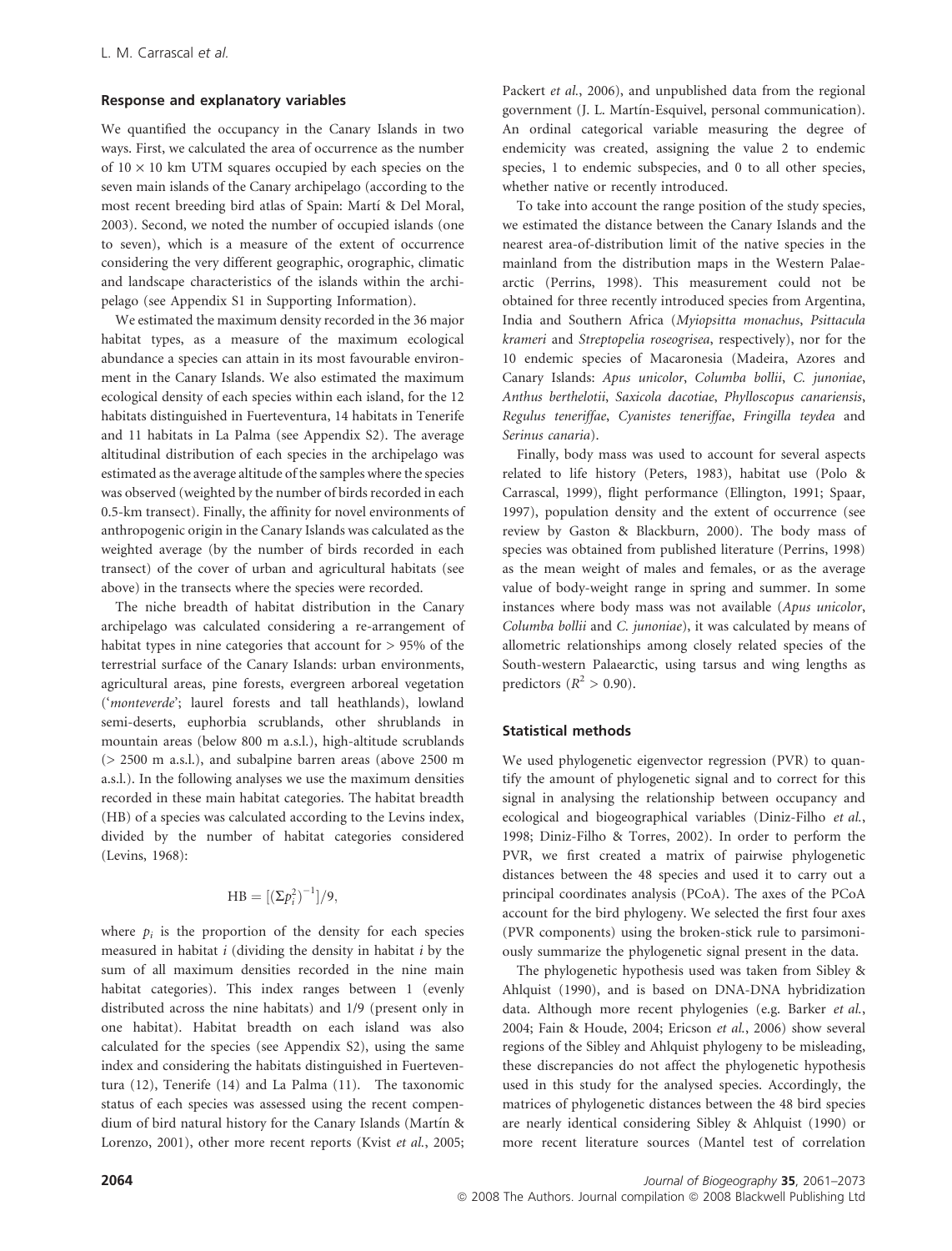### Response and explanatory variables

We quantified the occupancy in the Canary Islands in two ways. First, we calculated the area of occurrence as the number of $10 \times 10$ km UTM squares occupied by each species on the seven main islands of the Canary archipelago (according to the most recent breeding bird atlas of Spain: Martí & Del Moral, 2003). Second, we noted the number of occupied islands (one to seven), which is a measure of the extent of occurrence considering the very different geographic, orographic, climatic and landscape characteristics of the islands within the archipelago (see Appendix S1 in Supporting Information).

We estimated the maximum density recorded in the 36 major habitat types, as a measure of the maximum ecological abundance a species can attain in its most favourable environment in the Canary Islands. We also estimated the maximum ecological density of each species within each island, for the 12 habitats distinguished in Fuerteventura, 14 habitats in Tenerife and 11 habitats in La Palma (see Appendix S2). The average altitudinal distribution of each species in the archipelago was estimated as the average altitude of the samples where the species was observed (weighted by the number of birds recorded in each 0.5-km transect). Finally, the affinity for novel environments of anthropogenic origin in the Canary Islands was calculated as the weighted average (by the number of birds recorded in each transect) of the cover of urban and agricultural habitats (see above) in the transects where the species were recorded.

The niche breadth of habitat distribution in the Canary archipelago was calculated considering a re-arrangement of habitat types in nine categories that account for > 95% of the terrestrial surface of the Canary Islands: urban environments, agricultural areas, pine forests, evergreen arboreal vegetation ('*monteverde*'; laurel forests and tall heathlands), lowland semi-deserts, euphorbia scrublands, other shrublands in mountain areas (below 800 m a.s.l.), high-altitude scrublands (> 2500 m a.s.l.), and subalpine barren areas (above 2500 m a.s.l.). In the following analyses we use the maximum densities recorded in these main habitat categories. The habitat breadth (HB) of a species was calculated according to the Levins index, divided by the number of habitat categories considered (Levins, 1968):

$$\mathrm{HB} = [(\Sigma p_i^2)^{-1}]/9,$$

where $p_i$ is the proportion of the density for each species measured in habitat $i$ (dividing the density in habitat $i$ by the sum of all maximum densities recorded in the nine main habitat categories). This index ranges between 1 (evenly distributed across the nine habitats) and 1/9 (present only in one habitat). Habitat breadth on each island was also calculated for the species (see Appendix S2), using the same index and considering the habitats distinguished in Fuerteventura (12), Tenerife (14) and La Palma (11). The taxonomic status of each species was assessed using the recent compendium of bird natural history for the Canary Islands (Martín & Lorenzo, 2001), other more recent reports (Kvist *et al.*, 2005; Packert *et al.*, 2006), and unpublished data from the regional government (J. L. Martín-Esquivel, personal communication). An ordinal categorical variable measuring the degree of endemicity was created, assigning the value 2 to endemic species, 1 to endemic subspecies, and 0 to all other species, whether native or recently introduced.

To take into account the range position of the study species, we estimated the distance between the Canary Islands and the nearest area-of-distribution limit of the native species in the mainland from the distribution maps in the Western Palaearctic (Perrins, 1998). This measurement could not be obtained for three recently introduced species from Argentina, India and Southern Africa (*Myiopsitta monachus*, *Psittacula krameri* and *Streptopelia roseogrisea*, respectively), nor for the 10 endemic species of Macaronesia (Madeira, Azores and Canary Islands: *Apus unicolor*, *Columba bollii*, *C. junoniae*, *Anthus berthelotii*, *Saxicola dacotiae*, *Phylloscopus canariensis*, *Regulus teneriffae*, *Cyanistes teneriffae*, *Fringilla teydea* and *Serinus canaria*).

Finally, body mass was used to account for several aspects related to life history (Peters, 1983), habitat use (Polo & Carrascal, 1999), flight performance (Ellington, 1991; Spaar, 1997), population density and the extent of occurrence (see review by Gaston & Blackburn, 2000). The body mass of species was obtained from published literature (Perrins, 1998) as the mean weight of males and females, or as the average value of body-weight range in spring and summer. In some instances where body mass was not available (*Apus unicolor*, *Columba bollii* and *C. junoniae*), it was calculated by means of allometric relationships among closely related species of the South-western Palaearctic, using tarsus and wing lengths as predictors ($R^2 > 0.90$).

### Statistical methods

We used phylogenetic eigenvector regression (PVR) to quantify the amount of phylogenetic signal and to correct for this signal in analysing the relationship between occupancy and ecological and biogeographical variables (Diniz-Filho *et al.*, 1998; Diniz-Filho & Torres, 2002). In order to perform the PVR, we first created a matrix of pairwise phylogenetic distances between the 48 species and used it to carry out a principal coordinates analysis (PCoA). The axes of the PCoA account for the bird phylogeny. We selected the first four axes (PVR components) using the broken-stick rule to parsimoniously summarize the phylogenetic signal present in the data.

The phylogenetic hypothesis used was taken from Sibley & Ahlquist (1990), and is based on DNA-DNA hybridization data. Although more recent phylogenies (e.g. Barker *et al.*, 2004; Fain & Houde, 2004; Ericson *et al.*, 2006) show several regions of the Sibley and Ahlquist phylogeny to be misleading, these discrepancies do not affect the phylogenetic hypothesis used in this study for the analysed species. Accordingly, the matrices of phylogenetic distances between the 48 bird species are nearly identical considering Sibley & Ahlquist (1990) or more recent literature sources (Mantel test of correlation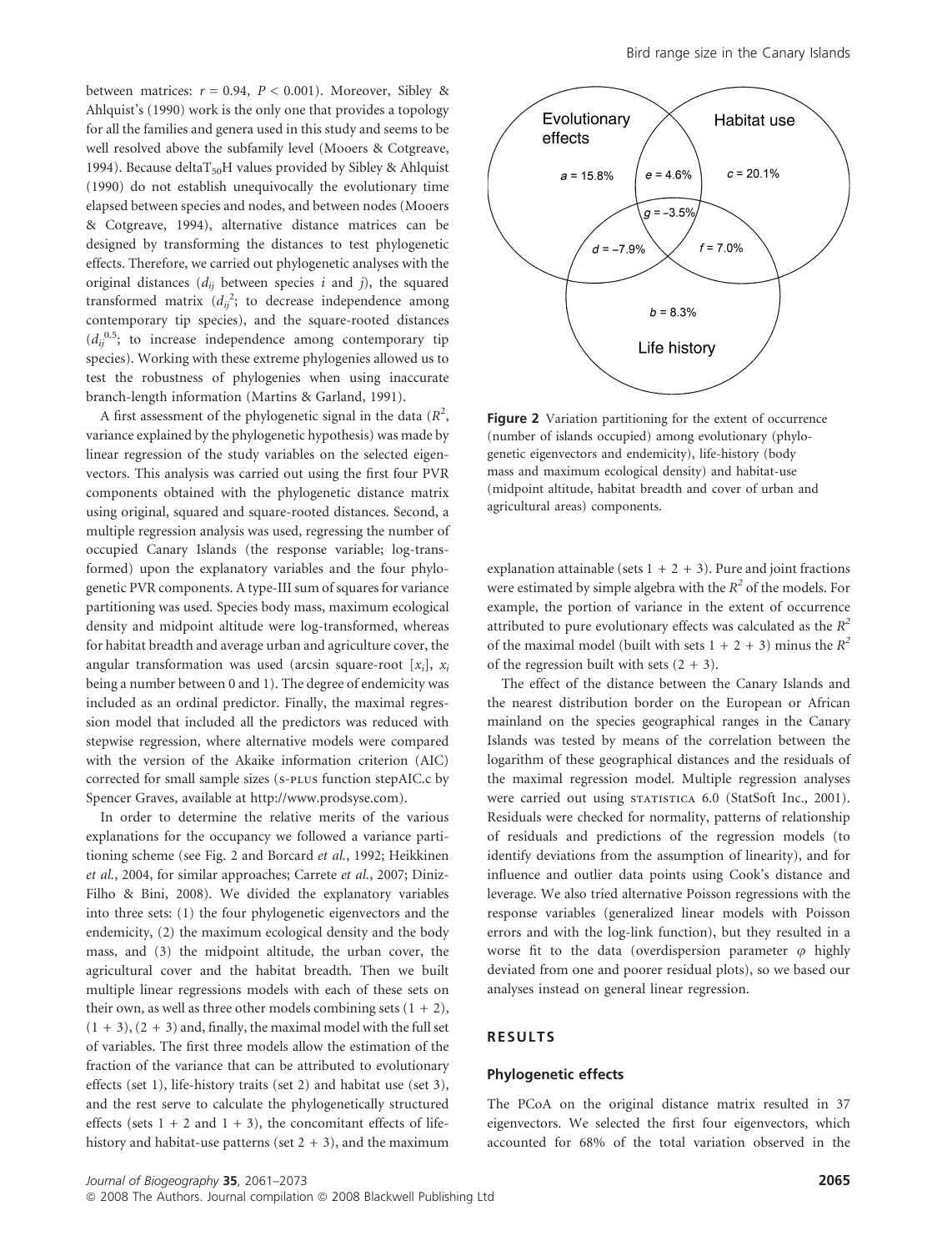between matrices: $r = 0.94$, $P < 0.001$). Moreover, Sibley & Ahlquist's (1990) work is the only one that provides a topology for all the families and genera used in this study and seems to be well resolved above the subfamily level (Mooers & Cotgreave, 1994). Because delta$T_{50}$H values provided by Sibley & Ahlquist (1990) do not establish unequivocally the evolutionary time elapsed between species and nodes, and between nodes (Mooers & Cotgreave, 1994), alternative distance matrices can be designed by transforming the distances to test phylogenetic effects. Therefore, we carried out phylogenetic analyses with the original distances ($d_{ij}$ between species $i$ and $j$), the squared transformed matrix ($d_{ij}^2$; to decrease independence among contemporary tip species), and the square-rooted distances ($d_{ij}^{0.5}$; to increase independence among contemporary tip species). Working with these extreme phylogenies allowed us to test the robustness of phylogenies when using inaccurate branch-length information (Martins & Garland, 1991).

A first assessment of the phylogenetic signal in the data ($R^2$, variance explained by the phylogenetic hypothesis) was made by linear regression of the study variables on the selected eigenvectors. This analysis was carried out using the first four PVR components obtained with the phylogenetic distance matrix using original, squared and square-rooted distances. Second, a multiple regression analysis was used, regressing the number of occupied Canary Islands (the response variable; log-transformed) upon the explanatory variables and the four phylogenetic PVR components. A type-III sum of squares for variance partitioning was used. Species body mass, maximum ecological density and midpoint altitude were log-transformed, whereas for habitat breadth and average urban and agriculture cover, the angular transformation was used (arcsin square-root [$x_i$], $x_i$ being a number between 0 and 1). The degree of endemicity was included as an ordinal predictor. Finally, the maximal regression model that included all the predictors was reduced with stepwise regression, where alternative models were compared with the version of the Akaike information criterion (AIC) corrected for small sample sizes (S-PLUS function stepAIC.c by Spencer Graves, available at http://www.prodsyse.com).

In order to determine the relative merits of the various explanations for the occupancy we followed a variance partitioning scheme (see Fig. 2 and Borcard *et al.*, 1992; Heikkinen *et al.*, 2004, for similar approaches; Carrete *et al.*, 2007; Diniz-Filho & Bini, 2008). We divided the explanatory variables into three sets: (1) the four phylogenetic eigenvectors and the endemicity, (2) the maximum ecological density and the body mass, and (3) the midpoint altitude, the urban cover, the agricultural cover and the habitat breadth. Then we built multiple linear regressions models with each of these sets on their own, as well as three other models combining sets (1 + 2), (1 + 3), (2 + 3) and, finally, the maximal model with the full set of variables. The first three models allow the estimation of the fraction of the variance that can be attributed to evolutionary effects (set 1), life-history traits (set 2) and habitat use (set 3), and the rest serve to calculate the phylogenetically structured effects (sets 1 + 2 and 1 + 3), the concomitant effects of life-history and habitat-use patterns (set 2 + 3), and the maximum

**Figure 2** Variation partitioning for the extent of occurrence (number of islands occupied) among evolutionary (phylogenetic eigenvectors and endemicity), life-history (body mass and maximum ecological density) and habitat-use (midpoint altitude, habitat breadth and cover of urban and agricultural areas) components.

explanation attainable (sets 1 + 2 + 3). Pure and joint fractions were estimated by simple algebra with the $R^2$ of the models. For example, the portion of variance in the extent of occurrence attributed to pure evolutionary effects was calculated as the $R^2$ of the maximal model (built with sets 1 + 2 + 3) minus the $R^2$ of the regression built with sets (2 + 3).

The effect of the distance between the Canary Islands and the nearest distribution border on the European or African mainland on the species geographical ranges in the Canary Islands was tested by means of the correlation between the logarithm of these geographical distances and the residuals of the maximal regression model. Multiple regression analyses were carried out using STATISTICA 6.0 (StatSoft Inc., 2001). Residuals were checked for normality, patterns of relationship of residuals and predictions of the regression models (to identify deviations from the assumption of linearity), and for influence and outlier data points using Cook's distance and leverage. We also tried alternative Poisson regressions with the response variables (generalized linear models with Poisson errors and with the log-link function), but they resulted in a worse fit to the data (overdispersion parameter $\varphi$ highly deviated from one and poorer residual plots), so we based our analyses instead on general linear regression.

## RESULTS

### Phylogenetic effects

The PCoA on the original distance matrix resulted in 37 eigenvectors. We selected the first four eigenvectors, which accounted for 68% of the total variation observed in the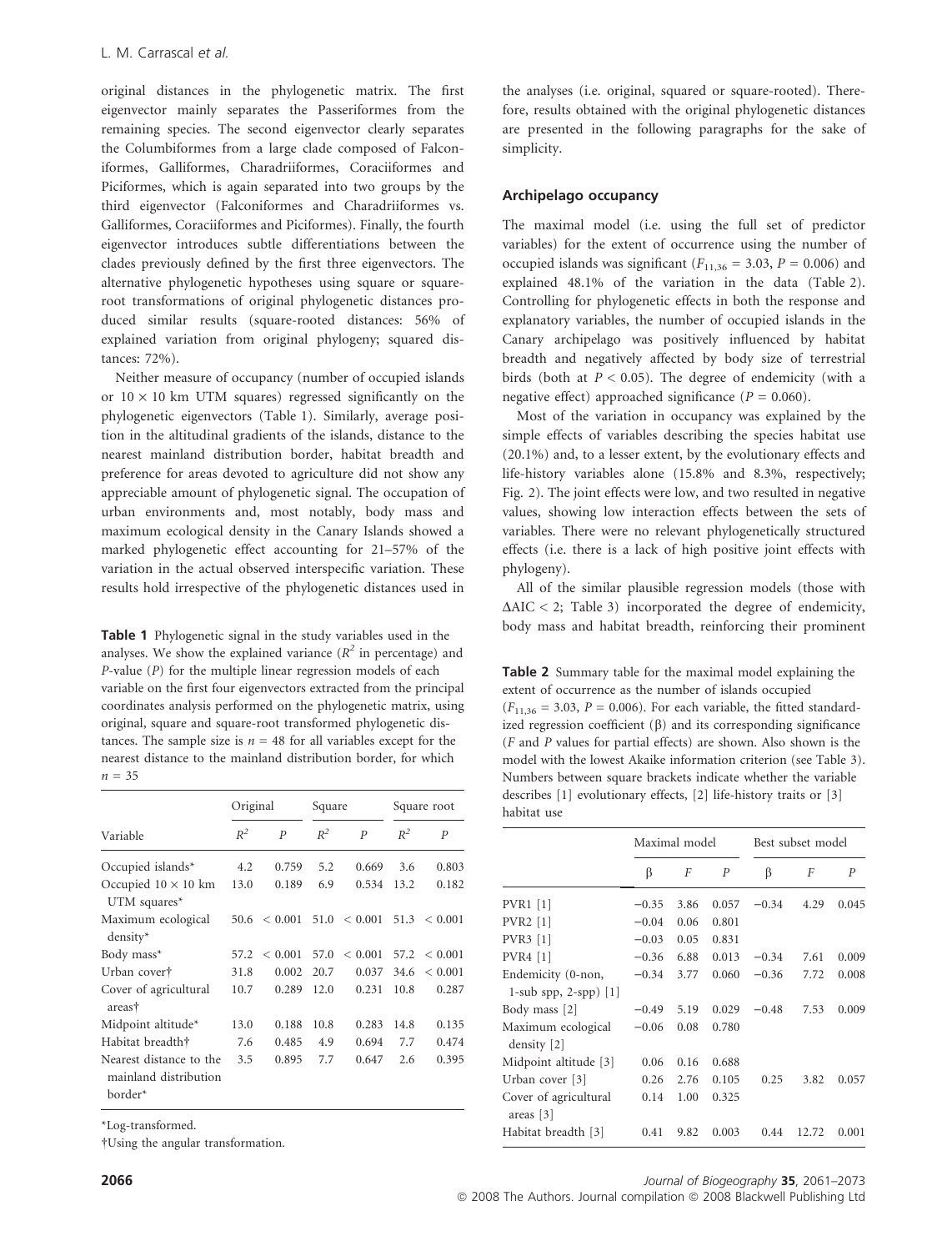original distances in the phylogenetic matrix. The first eigenvector mainly separates the Passeriformes from the remaining species. The second eigenvector clearly separates the Columbiformes from a large clade composed of Falconiformes, Galliformes, Charadriiformes, Coraciiformes and Piciformes, which is again separated into two groups by the third eigenvector (Falconiformes and Charadriiformes vs. Galliformes, Coraciiformes and Piciformes). Finally, the fourth eigenvector introduces subtle differentiations between the clades previously defined by the first three eigenvectors. The alternative phylogenetic hypotheses using square or square-root transformations of original phylogenetic distances produced similar results (square-rooted distances: 56% of explained variation from original phylogeny; squared distances: 72%).

Neither measure of occupancy (number of occupied islands or 10 × 10 km UTM squares) regressed significantly on the phylogenetic eigenvectors (Table 1). Similarly, average position in the altitudinal gradients of the islands, distance to the nearest mainland distribution border, habitat breadth and preference for areas devoted to agriculture did not show any appreciable amount of phylogenetic signal. The occupation of urban environments and, most notably, body mass and maximum ecological density in the Canary Islands showed a marked phylogenetic effect accounting for 21–57% of the variation in the actual observed interspecific variation. These results hold irrespective of the phylogenetic distances used in the analyses (i.e. original, squared or square-rooted). Therefore, results obtained with the original phylogenetic distances are presented in the following paragraphs for the sake of simplicity.

**Table 1** Phylogenetic signal in the study variables used in the analyses. We show the explained variance ($R^2$ in percentage) and *P*-value (*P*) for the multiple linear regression models of each variable on the first four eigenvectors extracted from the principal coordinates analysis performed on the phylogenetic matrix, using original, square and square-root transformed phylogenetic distances. The sample size is $n = 48$ for all variables except for the nearest distance to the mainland distribution border, for which $n = 35$

| | Original | | Square | | Square root | |
|---|---|---|---|---|---|---|
| Variable | $R^2$ | *P* | $R^2$ | *P* | $R^2$ | *P* |
| Occupied islands* | 4.2 | 0.759 | 5.2 | 0.669 | 3.6 | 0.803 |
| Occupied 10 × 10 km UTM squares* | 13.0 | 0.189 | 6.9 | 0.534 | 13.2 | 0.182 |
| Maximum ecological density* | 50.6 | < 0.001 | 51.0 | < 0.001 | 51.3 | < 0.001 |
| Body mass* | 57.2 | < 0.001 | 57.0 | < 0.001 | 57.2 | < 0.001 |
| Urban cover† | 31.8 | 0.002 | 20.7 | 0.037 | 34.6 | < 0.001 |
| Cover of agricultural areas† | 10.7 | 0.289 | 12.0 | 0.231 | 10.8 | 0.287 |
| Midpoint altitude* | 13.0 | 0.188 | 10.8 | 0.283 | 14.8 | 0.135 |
| Habitat breadth† | 7.6 | 0.485 | 4.9 | 0.694 | 7.7 | 0.474 |
| Nearest distance to the mainland distribution border* | 3.5 | 0.895 | 7.7 | 0.647 | 2.6 | 0.395 |

*Log-transformed.

†Using the angular transformation.

### Archipelago occupancy

The maximal model (i.e. using the full set of predictor variables) for the extent of occurrence using the number of occupied islands was significant ($F_{11,36} = 3.03$, $P = 0.006$) and explained 48.1% of the variation in the data (Table 2). Controlling for phylogenetic effects in both the response and explanatory variables, the number of occupied islands in the Canary archipelago was positively influenced by habitat breadth and negatively affected by body size of terrestrial birds (both at $P < 0.05$). The degree of endemicity (with a negative effect) approached significance ($P = 0.060$).

Most of the variation in occupancy was explained by the simple effects of variables describing the species habitat use (20.1%) and, to a lesser extent, by the evolutionary effects and life-history variables alone (15.8% and 8.3%, respectively; Fig. 2). The joint effects were low, and two resulted in negative values, showing low interaction effects between the sets of variables. There were no relevant phylogenetically structured effects (i.e. there is a lack of high positive joint effects with phylogeny).

All of the similar plausible regression models (those with $\Delta AIC < 2$; Table 3) incorporated the degree of endemicity, body mass and habitat breadth, reinforcing their prominent

**Table 2** Summary table for the maximal model explaining the extent of occurrence as the number of islands occupied ($F_{11,36} = 3.03$, $P = 0.006$). For each variable, the fitted standardized regression coefficient (β) and its corresponding significance (*F* and *P* values for partial effects) are shown. Also shown is the model with the lowest Akaike information criterion (see Table 3). Numbers between square brackets indicate whether the variable describes [1] evolutionary effects, [2] life-history traits or [3] habitat use

| | Maximal model | | | Best subset model | | |
|---|---|---|---|---|---|---|
| | β | *F* | *P* | β | *F* | *P* |
| PVR1 [1] | −0.35 | 3.86 | 0.057 | −0.34 | 4.29 | 0.045 |
| PVR2 [1] | −0.04 | 0.06 | 0.801 | | | |
| PVR3 [1] | −0.03 | 0.05 | 0.831 | | | |
| PVR4 [1] | −0.36 | 6.88 | 0.013 | −0.34 | 7.61 | 0.009 |
| Endemicity (0-non, 1-sub spp, 2-spp) [1] | −0.34 | 3.77 | 0.060 | −0.36 | 7.72 | 0.008 |
| Body mass [2] | −0.49 | 5.19 | 0.029 | −0.48 | 7.53 | 0.009 |
| Maximum ecological density [2] | −0.06 | 0.08 | 0.780 | | | |
| Midpoint altitude [3] | 0.06 | 0.16 | 0.688 | | | |
| Urban cover [3] | 0.26 | 2.76 | 0.105 | 0.25 | 3.82 | 0.057 |
| Cover of agricultural areas [3] | 0.14 | 1.00 | 0.325 | | | |
| Habitat breadth [3] | 0.41 | 9.82 | 0.003 | 0.44 | 12.72 | 0.001 |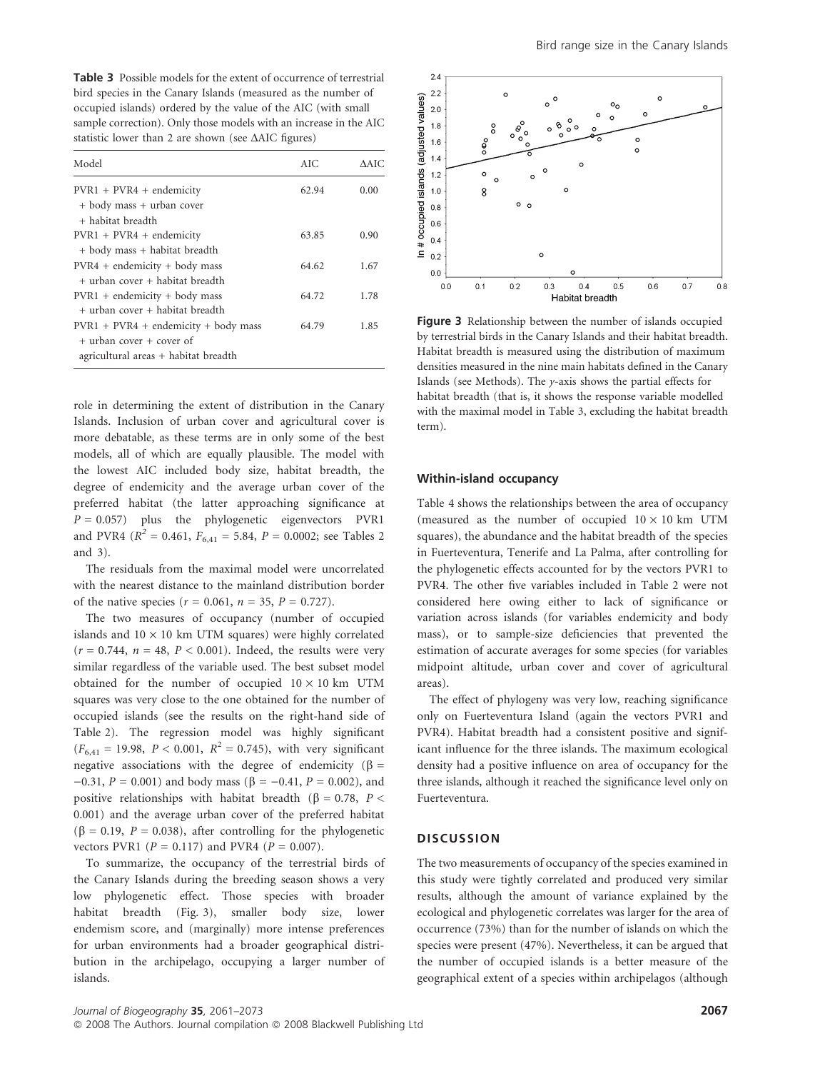**Table 3** Possible models for the extent of occurrence of terrestrial bird species in the Canary Islands (measured as the number of occupied islands) ordered by the value of the AIC (with small sample correction). Only those models with an increase in the AIC statistic lower than 2 are shown (see ΔAIC figures)

| Model | AIC | ΔAIC |
|---|---|---|
| PVR1 + PVR4 + endemicity + body mass + urban cover + habitat breadth | 62.94 | 0.00 |
| PVR1 + PVR4 + endemicity + body mass + habitat breadth | 63.85 | 0.90 |
| PVR4 + endemicity + body mass + urban cover + habitat breadth | 64.62 | 1.67 |
| PVR1 + endemicity + body mass + urban cover + habitat breadth | 64.72 | 1.78 |
| PVR1 + PVR4 + endemicity + body mass + urban cover + cover of agricultural areas + habitat breadth | 64.79 | 1.85 |

role in determining the extent of distribution in the Canary Islands. Inclusion of urban cover and agricultural cover is more debatable, as these terms are in only some of the best models, all of which are equally plausible. The model with the lowest AIC included body size, habitat breadth, the degree of endemicity and the average urban cover of the preferred habitat (the latter approaching significance at $P = 0.057$) plus the phylogenetic eigenvectors PVR1 and PVR4 ($R^2 = 0.461$, $F_{6,41} = 5.84$, $P = 0.0002$; see Tables 2 and 3).

The residuals from the maximal model were uncorrelated with the nearest distance to the mainland distribution border of the native species ($r = 0.061$, $n = 35$, $P = 0.727$).

The two measures of occupancy (number of occupied islands and 10 × 10 km UTM squares) were highly correlated ($r = 0.744$, $n = 48$, $P < 0.001$). Indeed, the results were very similar regardless of the variable used. The best subset model obtained for the number of occupied 10 × 10 km UTM squares was very close to the one obtained for the number of occupied islands (see the results on the right-hand side of Table 2). The regression model was highly significant ($F_{6,41} = 19.98$, $P < 0.001$, $R^2 = 0.745$), with very significant negative associations with the degree of endemicity ($\beta = -0.31$, $P = 0.001$) and body mass ($\beta = -0.41$, $P = 0.002$), and positive relationships with habitat breadth ($\beta = 0.78$, $P < 0.001$) and the average urban cover of the preferred habitat ($\beta = 0.19$, $P = 0.038$), after controlling for the phylogenetic vectors PVR1 ($P = 0.117$) and PVR4 ($P = 0.007$).

To summarize, the occupancy of the terrestrial birds of the Canary Islands during the breeding season shows a very low phylogenetic effect. Those species with broader habitat breadth (Fig. 3), smaller body size, lower endemism score, and (marginally) more intense preferences for urban environments had a broader geographical distribution in the archipelago, occupying a larger number of islands.

**Figure 3** Relationship between the number of islands occupied by terrestrial birds in the Canary Islands and their habitat breadth. Habitat breadth is measured using the distribution of maximum densities measured in the nine main habitats defined in the Canary Islands (see Methods). The *y*-axis shows the partial effects for habitat breadth (that is, it shows the response variable modelled with the maximal model in Table 3, excluding the habitat breadth term).

### Within-island occupancy

Table 4 shows the relationships between the area of occupancy (measured as the number of occupied 10 × 10 km UTM squares), the abundance and the habitat breadth of the species in Fuerteventura, Tenerife and La Palma, after controlling for the phylogenetic effects accounted for by the vectors PVR1 to PVR4. The other five variables included in Table 2 were not considered here owing either to lack of significance or variation across islands (for variables endemicity and body mass), or to sample-size deficiencies that prevented the estimation of accurate averages for some species (for variables midpoint altitude, urban cover and cover of agricultural areas).

The effect of phylogeny was very low, reaching significance only on Fuerteventura Island (again the vectors PVR1 and PVR4). Habitat breadth had a consistent positive and significant influence for the three islands. The maximum ecological density had a positive influence on area of occupancy for the three islands, although it reached the significance level only on Fuerteventura.

## DISCUSSION

The two measurements of occupancy of the species examined in this study were tightly correlated and produced very similar results, although the amount of variance explained by the ecological and phylogenetic correlates was larger for the area of occurrence (73%) than for the number of islands on which the species were present (47%). Nevertheless, it can be argued that the number of occupied islands is a better measure of the geographical extent of a species within archipelagos (although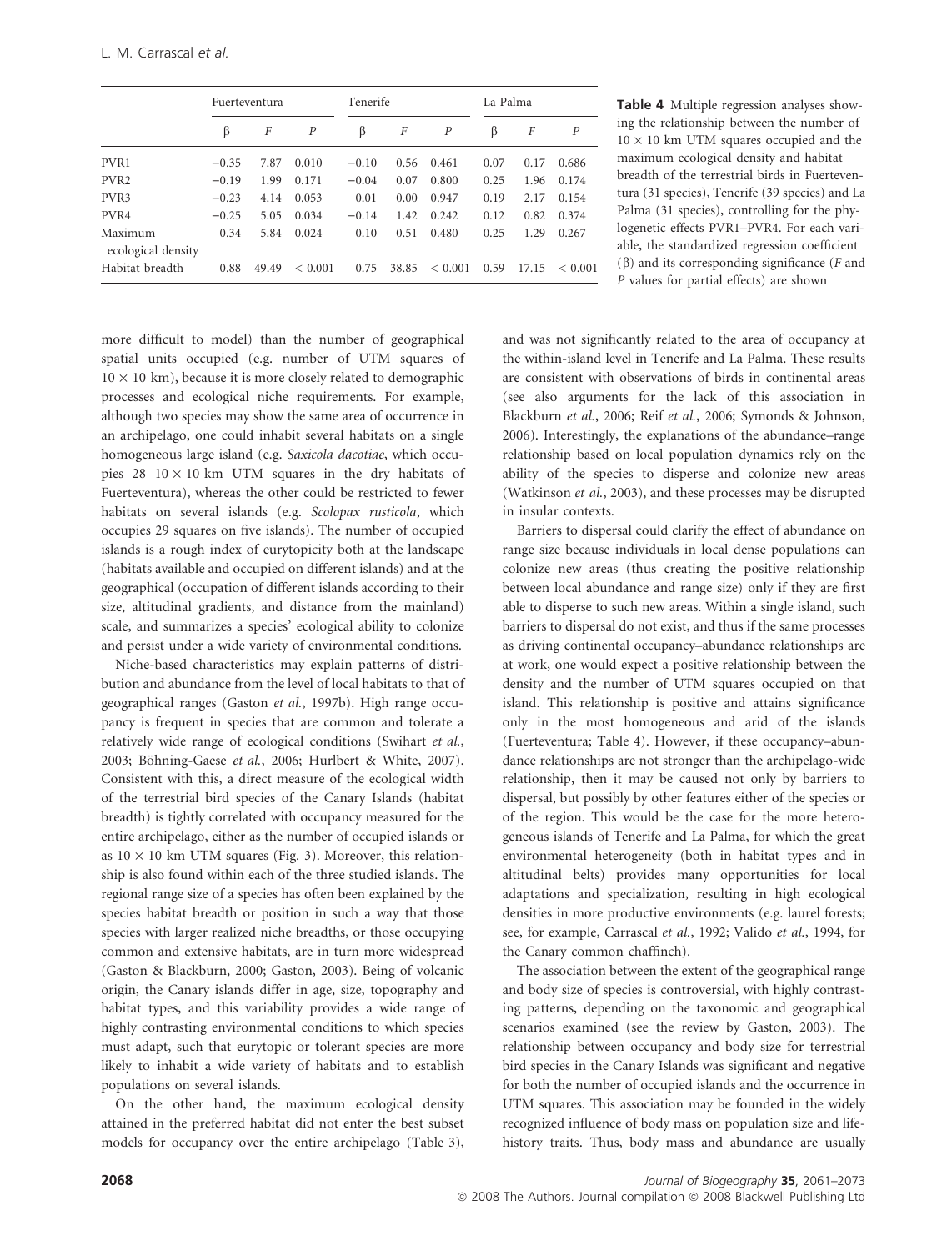| | Fuerteventura | | | Tenerife | | | La Palma | | |
|---|---|---|---|---|---|---|---|---|---|
| | β | *F* | *P* | β | *F* | *P* | β | *F* | *P* |
| PVR1 | −0.35 | 7.87 | 0.010 | −0.10 | 0.56 | 0.461 | 0.07 | 0.17 | 0.686 |
| PVR2 | −0.19 | 1.99 | 0.171 | −0.04 | 0.07 | 0.800 | 0.25 | 1.96 | 0.174 |
| PVR3 | −0.23 | 4.14 | 0.053 | 0.01 | 0.00 | 0.947 | 0.19 | 2.17 | 0.154 |
| PVR4 | −0.25 | 5.05 | 0.034 | −0.14 | 1.42 | 0.242 | 0.12 | 0.82 | 0.374 |
| Maximum ecological density | 0.34 | 5.84 | 0.024 | 0.10 | 0.51 | 0.480 | 0.25 | 1.29 | 0.267 |
| Habitat breadth | 0.88 | 49.49 | < 0.001 | 0.75 | 38.85 | < 0.001 | 0.59 | 17.15 | < 0.001 |

**Table 4** Multiple regression analyses showing the relationship between the number of $10 \times 10$ km UTM squares occupied and the maximum ecological density and habitat breadth of the terrestrial birds in Fuerteventura (31 species), Tenerife (39 species) and La Palma (31 species), controlling for the phylogenetic effects PVR1–PVR4. For each variable, the standardized regression coefficient (β) and its corresponding significance (*F* and *P* values for partial effects) are shown

more difficult to model) than the number of geographical spatial units occupied (e.g. number of UTM squares of $10 \times 10$ km), because it is more closely related to demographic processes and ecological niche requirements. For example, although two species may show the same area of occurrence in an archipelago, one could inhabit several habitats on a single homogeneous large island (e.g. *Saxicola dacotiae*, which occupies 28 $10 \times 10$ km UTM squares in the dry habitats of Fuerteventura), whereas the other could be restricted to fewer habitats on several islands (e.g. *Scolopax rusticola*, which occupies 29 squares on five islands). The number of occupied islands is a rough index of eurytopicity both at the landscape (habitats available and occupied on different islands) and at the geographical (occupation of different islands according to their size, altitudinal gradients, and distance from the mainland) scale, and summarizes a species' ecological ability to colonize and persist under a wide variety of environmental conditions.

Niche-based characteristics may explain patterns of distribution and abundance from the level of local habitats to that of geographical ranges (Gaston *et al.*, 1997b). High range occupancy is frequent in species that are common and tolerate a relatively wide range of ecological conditions (Swihart *et al.*, 2003; Böhning-Gaese *et al.*, 2006; Hurlbert & White, 2007). Consistent with this, a direct measure of the ecological width of the terrestrial bird species of the Canary Islands (habitat breadth) is tightly correlated with occupancy measured for the entire archipelago, either as the number of occupied islands or as $10 \times 10$ km UTM squares (Fig. 3). Moreover, this relationship is also found within each of the three studied islands. The regional range size of a species has often been explained by the species habitat breadth or position in such a way that those species with larger realized niche breadths, or those occupying common and extensive habitats, are in turn more widespread (Gaston & Blackburn, 2000; Gaston, 2003). Being of volcanic origin, the Canary islands differ in age, size, topography and habitat types, and this variability provides a wide range of highly contrasting environmental conditions to which species must adapt, such that eurytopic or tolerant species are more likely to inhabit a wide variety of habitats and to establish populations on several islands.

On the other hand, the maximum ecological density attained in the preferred habitat did not enter the best subset models for occupancy over the entire archipelago (Table 3), and was not significantly related to the area of occupancy at the within-island level in Tenerife and La Palma. These results are consistent with observations of birds in continental areas (see also arguments for the lack of this association in Blackburn *et al.*, 2006; Reif *et al.*, 2006; Symonds & Johnson, 2006). Interestingly, the explanations of the abundance–range relationship based on local population dynamics rely on the ability of the species to disperse and colonize new areas (Watkinson *et al.*, 2003), and these processes may be disrupted in insular contexts.

Barriers to dispersal could clarify the effect of abundance on range size because individuals in local dense populations can colonize new areas (thus creating the positive relationship between local abundance and range size) only if they are first able to disperse to such new areas. Within a single island, such barriers to dispersal do not exist, and thus if the same processes as driving continental occupancy–abundance relationships are at work, one would expect a positive relationship between the density and the number of UTM squares occupied on that island. This relationship is positive and attains significance only in the most homogeneous and arid of the islands (Fuerteventura; Table 4). However, if these occupancy–abundance relationships are not stronger than the archipelago-wide relationship, then it may be caused not only by barriers to dispersal, but possibly by other features either of the species or of the region. This would be the case for the more heterogeneous islands of Tenerife and La Palma, for which the great environmental heterogeneity (both in habitat types and in altitudinal belts) provides many opportunities for local adaptations and specialization, resulting in high ecological densities in more productive environments (e.g. laurel forests; see, for example, Carrascal *et al.*, 1992; Valido *et al.*, 1994, for the Canary common chaffinch).

The association between the extent of the geographical range and body size of species is controversial, with highly contrasting patterns, depending on the taxonomic and geographical scenarios examined (see the review by Gaston, 2003). The relationship between occupancy and body size for terrestrial bird species in the Canary Islands was significant and negative for both the number of occupied islands and the occurrence in UTM squares. This association may be founded in the widely recognized influence of body mass on population size and life-history traits. Thus, body mass and abundance are usually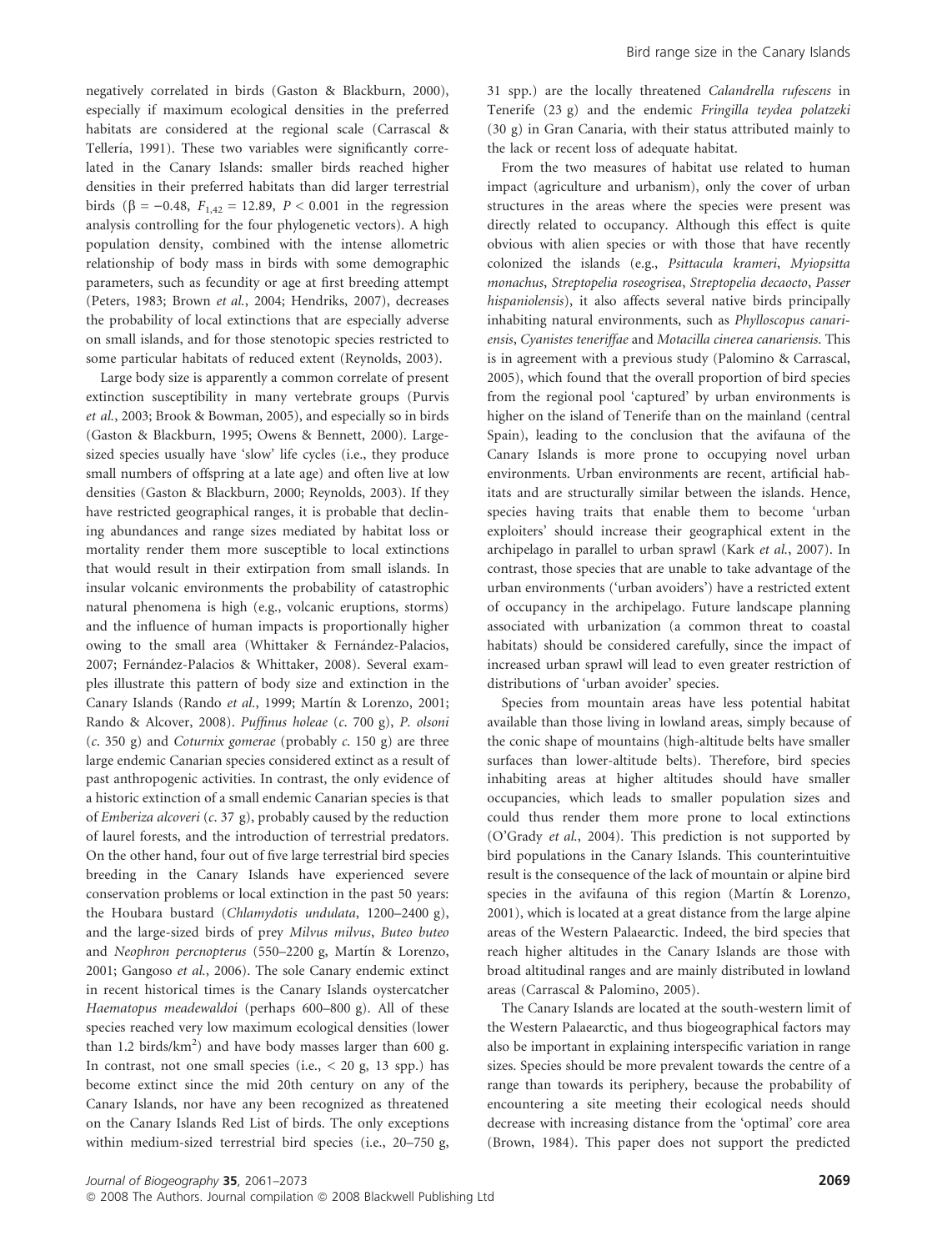negatively correlated in birds (Gaston & Blackburn, 2000), especially if maximum ecological densities in the preferred habitats are considered at the regional scale (Carrascal & Tellería, 1991). These two variables were significantly correlated in the Canary Islands: smaller birds reached higher densities in their preferred habitats than did larger terrestrial birds ($\beta = -0.48$, $F_{1,42} = 12.89$, $P < 0.001$ in the regression analysis controlling for the four phylogenetic vectors). A high population density, combined with the intense allometric relationship of body mass in birds with some demographic parameters, such as fecundity or age at first breeding attempt (Peters, 1983; Brown *et al.*, 2004; Hendriks, 2007), decreases the probability of local extinctions that are especially adverse on small islands, and for those stenotopic species restricted to some particular habitats of reduced extent (Reynolds, 2003).

Large body size is apparently a common correlate of present extinction susceptibility in many vertebrate groups (Purvis *et al.*, 2003; Brook & Bowman, 2005), and especially so in birds (Gaston & Blackburn, 1995; Owens & Bennett, 2000). Large-sized species usually have 'slow' life cycles (i.e., they produce small numbers of offspring at a late age) and often live at low densities (Gaston & Blackburn, 2000; Reynolds, 2003). If they have restricted geographical ranges, it is probable that declining abundances and range sizes mediated by habitat loss or mortality render them more susceptible to local extinctions that would result in their extirpation from small islands. In insular volcanic environments the probability of catastrophic natural phenomena is high (e.g., volcanic eruptions, storms) and the influence of human impacts is proportionally higher owing to the small area (Whittaker & Fernández-Palacios, 2007; Fernández-Palacios & Whittaker, 2008). Several examples illustrate this pattern of body size and extinction in the Canary Islands (Rando *et al.*, 1999; Martín & Lorenzo, 2001; Rando & Alcover, 2008). *Puffinus holeae* (*c.* 700 g), *P. olsoni* (*c.* 350 g) and *Coturnix gomerae* (probably *c.* 150 g) are three large endemic Canarian species considered extinct as a result of past anthropogenic activities. In contrast, the only evidence of a historic extinction of a small endemic Canarian species is that of *Emberiza alcoveri* (*c.* 37 g), probably caused by the reduction of laurel forests, and the introduction of terrestrial predators. On the other hand, four out of five large terrestrial bird species breeding in the Canary Islands have experienced severe conservation problems or local extinction in the past 50 years: the Houbara bustard (*Chlamydotis undulata*, 1200–2400 g), and the large-sized birds of prey *Milvus milvus*, *Buteo buteo* and *Neophron percnopterus* (550–2200 g, Martín & Lorenzo, 2001; Gangoso *et al.*, 2006). The sole Canary endemic extinct in recent historical times is the Canary Islands oystercatcher *Haematopus meadewaldoi* (perhaps 600–800 g). All of these species reached very low maximum ecological densities (lower than 1.2 birds/km$^2$) and have body masses larger than 600 g. In contrast, not one small species (i.e., < 20 g, 13 spp.) has become extinct since the mid 20th century on any of the Canary Islands, nor have any been recognized as threatened on the Canary Islands Red List of birds. The only exceptions within medium-sized terrestrial bird species (i.e., 20–750 g, 31 spp.) are the locally threatened *Calandrella rufescens* in Tenerife (23 g) and the endemic *Fringilla teydea polatzeki* (30 g) in Gran Canaria, with their status attributed mainly to the lack or recent loss of adequate habitat.

From the two measures of habitat use related to human impact (agriculture and urbanism), only the cover of urban structures in the areas where the species were present was directly related to occupancy. Although this effect is quite obvious with alien species or with those that have recently colonized the islands (e.g., *Psittacula krameri*, *Myiopsitta monachus*, *Streptopelia roseogrisea*, *Streptopelia decaocto*, *Passer hispaniolensis*), it also affects several native birds principally inhabiting natural environments, such as *Phylloscopus canariensis*, *Cyanistes teneriffae* and *Motacilla cinerea canariensis*. This is in agreement with a previous study (Palomino & Carrascal, 2005), which found that the overall proportion of bird species from the regional pool 'captured' by urban environments is higher on the island of Tenerife than on the mainland (central Spain), leading to the conclusion that the avifauna of the Canary Islands is more prone to occupying novel urban environments. Urban environments are recent, artificial habitats and are structurally similar between the islands. Hence, species having traits that enable them to become 'urban exploiters' should increase their geographical extent in the archipelago in parallel to urban sprawl (Kark *et al.*, 2007). In contrast, those species that are unable to take advantage of the urban environments ('urban avoiders') have a restricted extent of occupancy in the archipelago. Future landscape planning associated with urbanization (a common threat to coastal habitats) should be considered carefully, since the impact of increased urban sprawl will lead to even greater restriction of distributions of 'urban avoider' species.

Species from mountain areas have less potential habitat available than those living in lowland areas, simply because of the conic shape of mountains (high-altitude belts have smaller surfaces than lower-altitude belts). Therefore, bird species inhabiting areas at higher altitudes should have smaller occupancies, which leads to smaller population sizes and could thus render them more prone to local extinctions (O'Grady *et al.*, 2004). This prediction is not supported by bird populations in the Canary Islands. This counterintuitive result is the consequence of the lack of mountain or alpine bird species in the avifauna of this region (Martín & Lorenzo, 2001), which is located at a great distance from the large alpine areas of the Western Palaearctic. Indeed, the bird species that reach higher altitudes in the Canary Islands are those with broad altitudinal ranges and are mainly distributed in lowland areas (Carrascal & Palomino, 2005).

The Canary Islands are located at the south-western limit of the Western Palaearctic, and thus biogeographical factors may also be important in explaining interspecific variation in range sizes. Species should be more prevalent towards the centre of a range than towards its periphery, because the probability of encountering a site meeting their ecological needs should decrease with increasing distance from the 'optimal' core area (Brown, 1984). This paper does not support the predicted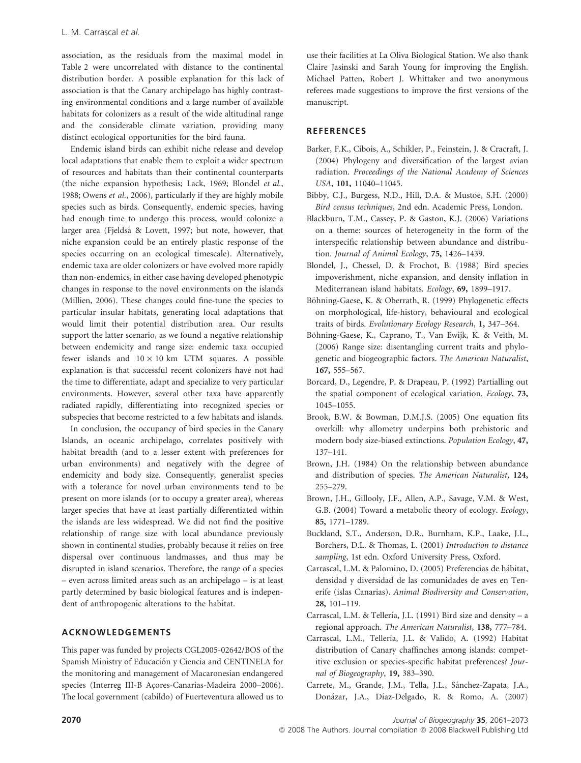association, as the residuals from the maximal model in Table 2 were uncorrelated with distance to the continental distribution border. A possible explanation for this lack of association is that the Canary archipelago has highly contrasting environmental conditions and a large number of available habitats for colonizers as a result of the wide altitudinal range and the considerable climate variation, providing many distinct ecological opportunities for the bird fauna.

Endemic island birds can exhibit niche release and develop local adaptations that enable them to exploit a wider spectrum of resources and habitats than their continental counterparts (the niche expansion hypothesis; Lack, 1969; Blondel *et al.*, 1988; Owens *et al.*, 2006), particularly if they are highly mobile species such as birds. Consequently, endemic species, having had enough time to undergo this process, would colonize a larger area (Fjeldså & Lovett, 1997; but note, however, that niche expansion could be an entirely plastic response of the species occurring on an ecological timescale). Alternatively, endemic taxa are older colonizers or have evolved more rapidly than non-endemics, in either case having developed phenotypic changes in response to the novel environments on the islands (Millien, 2006). These changes could fine-tune the species to particular insular habitats, generating local adaptations that would limit their potential distribution area. Our results support the latter scenario, as we found a negative relationship between endemicity and range size: endemic taxa occupied fewer islands and $10 \times 10$ km UTM squares. A possible explanation is that successful recent colonizers have not had the time to differentiate, adapt and specialize to very particular environments. However, several other taxa have apparently radiated rapidly, differentiating into recognized species or subspecies that become restricted to a few habitats and islands.

In conclusion, the occupancy of bird species in the Canary Islands, an oceanic archipelago, correlates positively with habitat breadth (and to a lesser extent with preferences for urban environments) and negatively with the degree of endemicity and body size. Consequently, generalist species with a tolerance for novel urban environments tend to be present on more islands (or to occupy a greater area), whereas larger species that have at least partially differentiated within the islands are less widespread. We did not find the positive relationship of range size with local abundance previously shown in continental studies, probably because it relies on free dispersal over continuous landmasses, and thus may be disrupted in island scenarios. Therefore, the range of a species – even across limited areas such as an archipelago – is at least partly determined by basic biological features and is independent of anthropogenic alterations to the habitat.

## ACKNOWLEDGEMENTS

This paper was funded by projects CGL2005-02642/BOS of the Spanish Ministry of Educación y Ciencia and CENTINELA for the monitoring and management of Macaronesian endangered species (Interreg III-B Açores-Canarias-Madeira 2000–2006). The local government (cabildo) of Fuerteventura allowed us to use their facilities at La Oliva Biological Station. We also thank Claire Jasinski and Sarah Young for improving the English. Michael Patten, Robert J. Whittaker and two anonymous referees made suggestions to improve the first versions of the manuscript.

## REFERENCES

Barker, F.K., Cibois, A., Schikler, P., Feinstein, J. & Cracraft, J. (2004) Phylogeny and diversification of the largest avian radiation. *Proceedings of the National Academy of Sciences USA*, **101,** 11040–11045.

Bibby, C.J., Burgess, N.D., Hill, D.A. & Mustoe, S.H. (2000) *Bird census techniques*, 2nd edn. Academic Press, London.

Blackburn, T.M., Cassey, P. & Gaston, K.J. (2006) Variations on a theme: sources of heterogeneity in the form of the interspecific relationship between abundance and distribution. *Journal of Animal Ecology*, **75,** 1426–1439.

Blondel, J., Chessel, D. & Frochot, B. (1988) Bird species impoverishment, niche expansion, and density inflation in Mediterranean island habitats. *Ecology*, **69,** 1899–1917.

Böhning-Gaese, K. & Oberrath, R. (1999) Phylogenetic effects on morphological, life-history, behavioural and ecological traits of birds. *Evolutionary Ecology Research*, **1,** 347–364.

Böhning-Gaese, K., Caprano, T., Van Ewijk, K. & Veith, M. (2006) Range size: disentangling current traits and phylogenetic and biogeographic factors. *The American Naturalist*, **167,** 555–567.

Borcard, D., Legendre, P. & Drapeau, P. (1992) Partialling out the spatial component of ecological variation. *Ecology*, **73,** 1045–1055.

Brook, B.W. & Bowman, D.M.J.S. (2005) One equation fits overkill: why allometry underpins both prehistoric and modern body size-biased extinctions. *Population Ecology*, **47,** 137–141.

Brown, J.H. (1984) On the relationship between abundance and distribution of species. *The American Naturalist*, **124,** 255–279.

Brown, J.H., Gillooly, J.F., Allen, A.P., Savage, V.M. & West, G.B. (2004) Toward a metabolic theory of ecology. *Ecology*, **85,** 1771–1789.

Buckland, S.T., Anderson, D.R., Burnham, K.P., Laake, J.L., Borchers, D.L. & Thomas, L. (2001) *Introduction to distance sampling*, 1st edn. Oxford University Press, Oxford.

Carrascal, L.M. & Palomino, D. (2005) Preferencias de hábitat, densidad y diversidad de las comunidades de aves en Tenerife (islas Canarias). *Animal Biodiversity and Conservation*, **28,** 101–119.

Carrascal, L.M. & Tellería, J.L. (1991) Bird size and density – a regional approach. *The American Naturalist*, **138,** 777–784.

Carrascal, L.M., Tellería, J.L. & Valido, A. (1992) Habitat distribution of Canary chaffinches among islands: competitive exclusion or species-specific habitat preferences? *Journal of Biogeography*, **19,** 383–390.

Carrete, M., Grande, J.M., Tella, J.L., Sánchez-Zapata, J.A., Donázar, J.A., Díaz-Delgado, R. & Romo, A. (2007)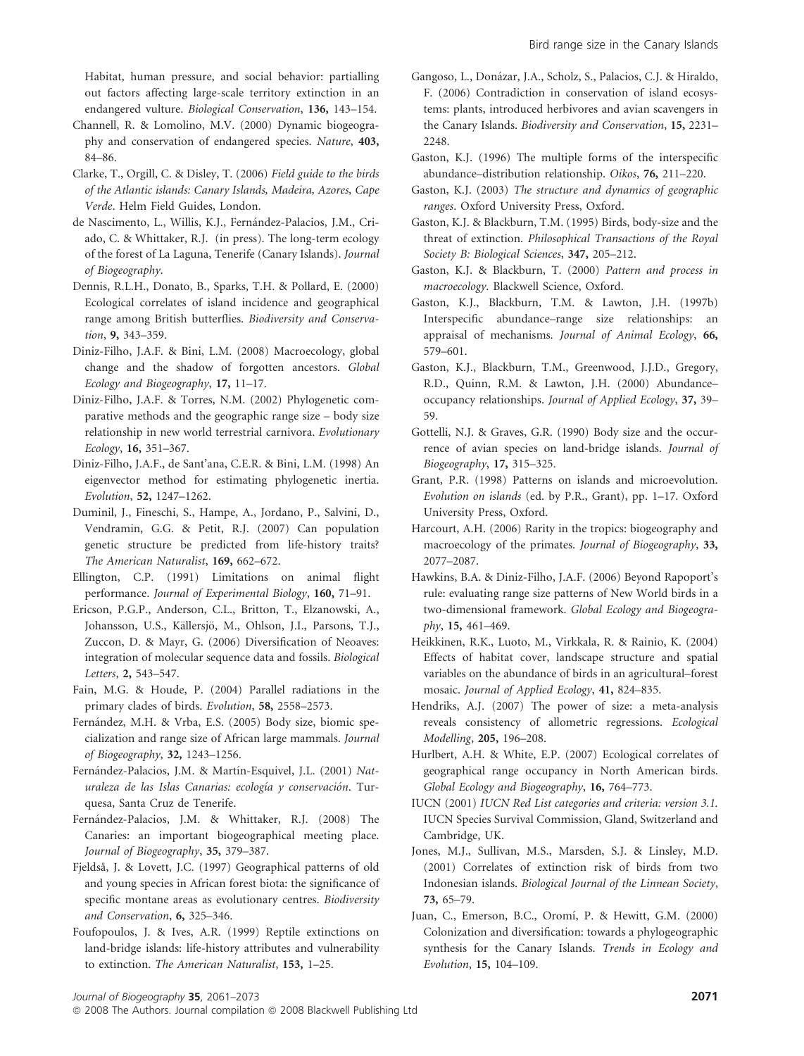Habitat, human pressure, and social behavior: partialling out factors affecting large-scale territory extinction in an endangered vulture. *Biological Conservation*, **136,** 143–154.

Channell, R. & Lomolino, M.V. (2000) Dynamic biogeography and conservation of endangered species. *Nature*, **403,** 84–86.

Clarke, T., Orgill, C. & Disley, T. (2006) *Field guide to the birds of the Atlantic islands: Canary Islands, Madeira, Azores, Cape Verde*. Helm Field Guides, London.

de Nascimento, L., Willis, K.J., Fernández-Palacios, J.M., Criado, C. & Whittaker, R.J. (in press). The long-term ecology of the forest of La Laguna, Tenerife (Canary Islands). *Journal of Biogeography*.

Dennis, R.L.H., Donato, B., Sparks, T.H. & Pollard, E. (2000) Ecological correlates of island incidence and geographical range among British butterflies. *Biodiversity and Conservation*, **9,** 343–359.

Diniz-Filho, J.A.F. & Bini, L.M. (2008) Macroecology, global change and the shadow of forgotten ancestors. *Global Ecology and Biogeography*, **17,** 11–17.

Diniz-Filho, J.A.F. & Torres, N.M. (2002) Phylogenetic comparative methods and the geographic range size – body size relationship in new world terrestrial carnivora. *Evolutionary Ecology*, **16,** 351–367.

Diniz-Filho, J.A.F., de Sant'ana, C.E.R. & Bini, L.M. (1998) An eigenvector method for estimating phylogenetic inertia. *Evolution*, **52,** 1247–1262.

Duminil, J., Fineschi, S., Hampe, A., Jordano, P., Salvini, D., Vendramin, G.G. & Petit, R.J. (2007) Can population genetic structure be predicted from life-history traits? *The American Naturalist*, **169,** 662–672.

Ellington, C.P. (1991) Limitations on animal flight performance. *Journal of Experimental Biology*, **160,** 71–91.

Ericson, P.G.P., Anderson, C.L., Britton, T., Elzanowski, A., Johansson, U.S., Källersjö, M., Ohlson, J.I., Parsons, T.J., Zuccon, D. & Mayr, G. (2006) Diversification of Neoaves: integration of molecular sequence data and fossils. *Biological Letters*, **2,** 543–547.

Fain, M.G. & Houde, P. (2004) Parallel radiations in the primary clades of birds. *Evolution*, **58,** 2558–2573.

Fernández, M.H. & Vrba, E.S. (2005) Body size, biomic specialization and range size of African large mammals. *Journal of Biogeography*, **32,** 1243–1256.

Fernández-Palacios, J.M. & Martín-Esquivel, J.L. (2001) *Naturaleza de las Islas Canarias: ecología y conservación*. Turquesa, Santa Cruz de Tenerife.

Fernández-Palacios, J.M. & Whittaker, R.J. (2008) The Canaries: an important biogeographical meeting place. *Journal of Biogeography*, **35,** 379–387.

Fjeldså, J. & Lovett, J.C. (1997) Geographical patterns of old and young species in African forest biota: the significance of specific montane areas as evolutionary centres. *Biodiversity and Conservation*, **6,** 325–346.

Foufopoulos, J. & Ives, A.R. (1999) Reptile extinctions on land-bridge islands: life-history attributes and vulnerability to extinction. *The American Naturalist*, **153,** 1–25.

Gangoso, L., Donázar, J.A., Scholz, S., Palacios, C.J. & Hiraldo, F. (2006) Contradiction in conservation of island ecosystems: plants, introduced herbivores and avian scavengers in the Canary Islands. *Biodiversity and Conservation*, **15,** 2231–2248.

Gaston, K.J. (1996) The multiple forms of the interspecific abundance–distribution relationship. *Oikos*, **76,** 211–220.

Gaston, K.J. (2003) *The structure and dynamics of geographic ranges*. Oxford University Press, Oxford.

Gaston, K.J. & Blackburn, T.M. (1995) Birds, body-size and the threat of extinction. *Philosophical Transactions of the Royal Society B: Biological Sciences*, **347,** 205–212.

Gaston, K.J. & Blackburn, T. (2000) *Pattern and process in macroecology*. Blackwell Science, Oxford.

Gaston, K.J., Blackburn, T.M. & Lawton, J.H. (1997b) Interspecific abundance–range size relationships: an appraisal of mechanisms. *Journal of Animal Ecology*, **66,** 579–601.

Gaston, K.J., Blackburn, T.M., Greenwood, J.J.D., Gregory, R.D., Quinn, R.M. & Lawton, J.H. (2000) Abundance–occupancy relationships. *Journal of Applied Ecology*, **37,** 39–59.

Gottelli, N.J. & Graves, G.R. (1990) Body size and the occurrence of avian species on land-bridge islands. *Journal of Biogeography*, **17,** 315–325.

Grant, P.R. (1998) Patterns on islands and microevolution. *Evolution on islands* (ed. by P.R., Grant), pp. 1–17. Oxford University Press, Oxford.

Harcourt, A.H. (2006) Rarity in the tropics: biogeography and macroecology of the primates. *Journal of Biogeography*, **33,** 2077–2087.

Hawkins, B.A. & Diniz-Filho, J.A.F. (2006) Beyond Rapoport's rule: evaluating range size patterns of New World birds in a two-dimensional framework. *Global Ecology and Biogeography*, **15,** 461–469.

Heikkinen, R.K., Luoto, M., Virkkala, R. & Rainio, K. (2004) Effects of habitat cover, landscape structure and spatial variables on the abundance of birds in an agricultural–forest mosaic. *Journal of Applied Ecology*, **41,** 824–835.

Hendriks, A.J. (2007) The power of size: a meta-analysis reveals consistency of allometric regressions. *Ecological Modelling*, **205,** 196–208.

Hurlbert, A.H. & White, E.P. (2007) Ecological correlates of geographical range occupancy in North American birds. *Global Ecology and Biogeography*, **16,** 764–773.

IUCN (2001) *IUCN Red List categories and criteria: version 3.1.* IUCN Species Survival Commission, Gland, Switzerland and Cambridge, UK.

Jones, M.J., Sullivan, M.S., Marsden, S.J. & Linsley, M.D. (2001) Correlates of extinction risk of birds from two Indonesian islands. *Biological Journal of the Linnean Society*, **73,** 65–79.

Juan, C., Emerson, B.C., Oromí, P. & Hewitt, G.M. (2000) Colonization and diversification: towards a phylogeographic synthesis for the Canary Islands. *Trends in Ecology and Evolution*, **15,** 104–109.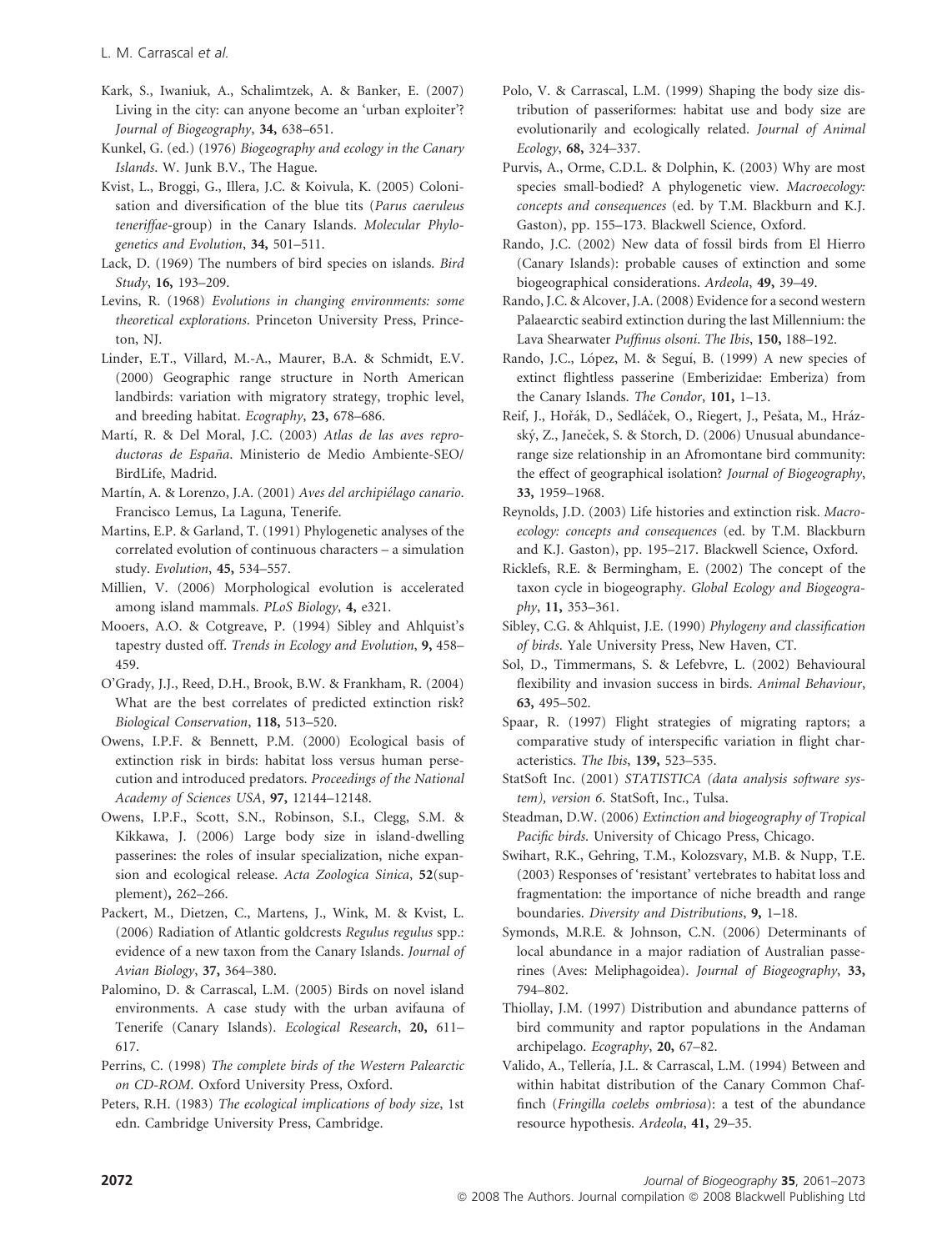Kark, S., Iwaniuk, A., Schalimtzek, A. & Banker, E. (2007) Living in the city: can anyone become an 'urban exploiter'? *Journal of Biogeography*, **34,** 638–651.

Kunkel, G. (ed.) (1976) *Biogeography and ecology in the Canary Islands*. W. Junk B.V., The Hague.

Kvist, L., Broggi, G., Illera, J.C. & Koivula, K. (2005) Colonisation and diversification of the blue tits (*Parus caeruleus teneriffae*-group) in the Canary Islands. *Molecular Phylogenetics and Evolution*, **34,** 501–511.

Lack, D. (1969) The numbers of bird species on islands. *Bird Study*, **16,** 193–209.

Levins, R. (1968) *Evolutions in changing environments: some theoretical explorations*. Princeton University Press, Princeton, NJ.

Linder, E.T., Villard, M.-A., Maurer, B.A. & Schmidt, E.V. (2000) Geographic range structure in North American landbirds: variation with migratory strategy, trophic level, and breeding habitat. *Ecography*, **23,** 678–686.

Martí, R. & Del Moral, J.C. (2003) *Atlas de las aves reproductoras de España*. Ministerio de Medio Ambiente-SEO/BirdLife, Madrid.

Martín, A. & Lorenzo, J.A. (2001) *Aves del archipiélago canario*. Francisco Lemus, La Laguna, Tenerife.

Martins, E.P. & Garland, T. (1991) Phylogenetic analyses of the correlated evolution of continuous characters – a simulation study. *Evolution*, **45,** 534–557.

Millien, V. (2006) Morphological evolution is accelerated among island mammals. *PLoS Biology*, **4,** e321.

Mooers, A.O. & Cotgreave, P. (1994) Sibley and Ahlquist's tapestry dusted off. *Trends in Ecology and Evolution*, **9,** 458–459.

O'Grady, J.J., Reed, D.H., Brook, B.W. & Frankham, R. (2004) What are the best correlates of predicted extinction risk? *Biological Conservation*, **118,** 513–520.

Owens, I.P.F. & Bennett, P.M. (2000) Ecological basis of extinction risk in birds: habitat loss versus human persecution and introduced predators. *Proceedings of the National Academy of Sciences USA*, **97,** 12144–12148.

Owens, I.P.F., Scott, S.N., Robinson, S.I., Clegg, S.M. & Kikkawa, J. (2006) Large body size in island-dwelling passerines: the roles of insular specialization, niche expansion and ecological release. *Acta Zoologica Sinica*, **52**(supplement)**,** 262–266.

Packert, M., Dietzen, C., Martens, J., Wink, M. & Kvist, L. (2006) Radiation of Atlantic goldcrests *Regulus regulus* spp.: evidence of a new taxon from the Canary Islands. *Journal of Avian Biology*, **37,** 364–380.

Palomino, D. & Carrascal, L.M. (2005) Birds on novel island environments. A case study with the urban avifauna of Tenerife (Canary Islands). *Ecological Research*, **20,** 611–617.

Perrins, C. (1998) *The complete birds of the Western Palearctic on CD-ROM*. Oxford University Press, Oxford.

Peters, R.H. (1983) *The ecological implications of body size*, 1st edn. Cambridge University Press, Cambridge.

Polo, V. & Carrascal, L.M. (1999) Shaping the body size distribution of passeriformes: habitat use and body size are evolutionarily and ecologically related. *Journal of Animal Ecology*, **68,** 324–337.

Purvis, A., Orme, C.D.L. & Dolphin, K. (2003) Why are most species small-bodied? A phylogenetic view. *Macroecology: concepts and consequences* (ed. by T.M. Blackburn and K.J. Gaston), pp. 155–173. Blackwell Science, Oxford.

Rando, J.C. (2002) New data of fossil birds from El Hierro (Canary Islands): probable causes of extinction and some biogeographical considerations. *Ardeola*, **49,** 39–49.

Rando, J.C. & Alcover, J.A. (2008) Evidence for a second western Palaearctic seabird extinction during the last Millennium: the Lava Shearwater *Puffinus olsoni*. *The Ibis*, **150,** 188–192.

Rando, J.C., López, M. & Seguí, B. (1999) A new species of extinct flightless passerine (Emberizidae: Emberiza) from the Canary Islands. *The Condor*, **101,** 1–13.

Reif, J., Hořák, D., Sedláček, O., Riegert, J., Pešata, M., Hrázský, Z., Janeček, S. & Storch, D. (2006) Unusual abundance-range size relationship in an Afromontane bird community: the effect of geographical isolation? *Journal of Biogeography*, **33,** 1959–1968.

Reynolds, J.D. (2003) Life histories and extinction risk. *Macroecology: concepts and consequences* (ed. by T.M. Blackburn and K.J. Gaston), pp. 195–217. Blackwell Science, Oxford.

Ricklefs, R.E. & Bermingham, E. (2002) The concept of the taxon cycle in biogeography. *Global Ecology and Biogeography*, **11,** 353–361.

Sibley, C.G. & Ahlquist, J.E. (1990) *Phylogeny and classification of birds*. Yale University Press, New Haven, CT.

Sol, D., Timmermans, S. & Lefebvre, L. (2002) Behavioural flexibility and invasion success in birds. *Animal Behaviour*, **63,** 495–502.

Spaar, R. (1997) Flight strategies of migrating raptors; a comparative study of interspecific variation in flight characteristics. *The Ibis*, **139,** 523–535.

StatSoft Inc. (2001) *STATISTICA (data analysis software system), version 6*. StatSoft, Inc., Tulsa.

Steadman, D.W. (2006) *Extinction and biogeography of Tropical Pacific birds*. University of Chicago Press, Chicago.

Swihart, R.K., Gehring, T.M., Kolozsvary, M.B. & Nupp, T.E. (2003) Responses of 'resistant' vertebrates to habitat loss and fragmentation: the importance of niche breadth and range boundaries. *Diversity and Distributions*, **9,** 1–18.

Symonds, M.R.E. & Johnson, C.N. (2006) Determinants of local abundance in a major radiation of Australian passerines (Aves: Meliphagoidea). *Journal of Biogeography*, **33,** 794–802.

Thiollay, J.M. (1997) Distribution and abundance patterns of bird community and raptor populations in the Andaman archipelago. *Ecography*, **20,** 67–82.

Valido, A., Tellería, J.L. & Carrascal, L.M. (1994) Between and within habitat distribution of the Canary Common Chaffinch (*Fringilla coelebs ombriosa*): a test of the abundance resource hypothesis. *Ardeola*, **41,** 29–35.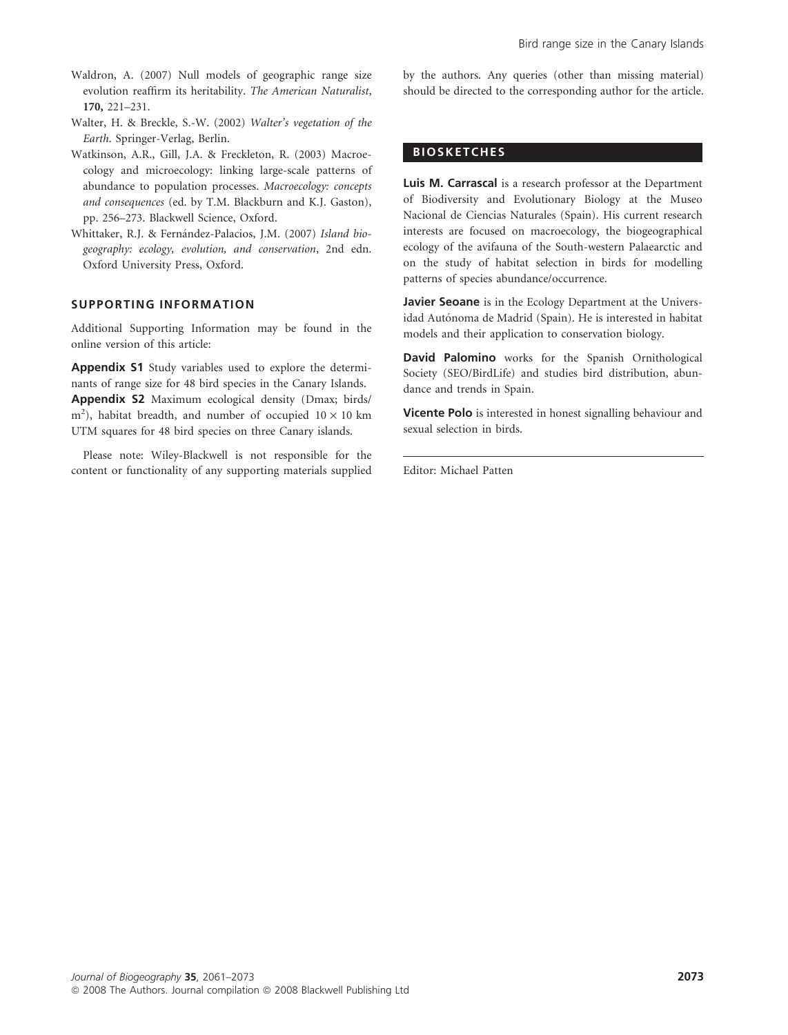Waldron, A. (2007) Null models of geographic range size evolution reaffirm its heritability. *The American Naturalist*, **170,** 221–231.

Walter, H. & Breckle, S.-W. (2002) *Walter's vegetation of the Earth*. Springer-Verlag, Berlin.

Watkinson, A.R., Gill, J.A. & Freckleton, R. (2003) Macroecology and microecology: linking large-scale patterns of abundance to population processes. *Macroecology: concepts and consequences* (ed. by T.M. Blackburn and K.J. Gaston), pp. 256–273. Blackwell Science, Oxford.

Whittaker, R.J. & Fernández-Palacios, J.M. (2007) *Island biogeography: ecology, evolution, and conservation*, 2nd edn. Oxford University Press, Oxford.

## SUPPORTING INFORMATION

Additional Supporting Information may be found in the online version of this article:

**Appendix S1** Study variables used to explore the determinants of range size for 48 bird species in the Canary Islands.

**Appendix S2** Maximum ecological density (Dmax; birds/$m^2$), habitat breadth, and number of occupied $10 \times 10$ km UTM squares for 48 bird species on three Canary islands.

Please note: Wiley-Blackwell is not responsible for the content or functionality of any supporting materials supplied by the authors. Any queries (other than missing material) should be directed to the corresponding author for the article.

## BIOSKETCHES

**Luis M. Carrascal** is a research professor at the Department of Biodiversity and Evolutionary Biology at the Museo Nacional de Ciencias Naturales (Spain). His current research interests are focused on macroecology, the biogeographical ecology of the avifauna of the South-western Palaearctic and on the study of habitat selection in birds for modelling patterns of species abundance/occurrence.

**Javier Seoane** is in the Ecology Department at the Universidad Autónoma de Madrid (Spain). He is interested in habitat models and their application to conservation biology.

**David Palomino** works for the Spanish Ornithological Society (SEO/BirdLife) and studies bird distribution, abundance and trends in Spain.

**Vicente Polo** is interested in honest signalling behaviour and sexual selection in birds.

---

Editor: Michael Patten